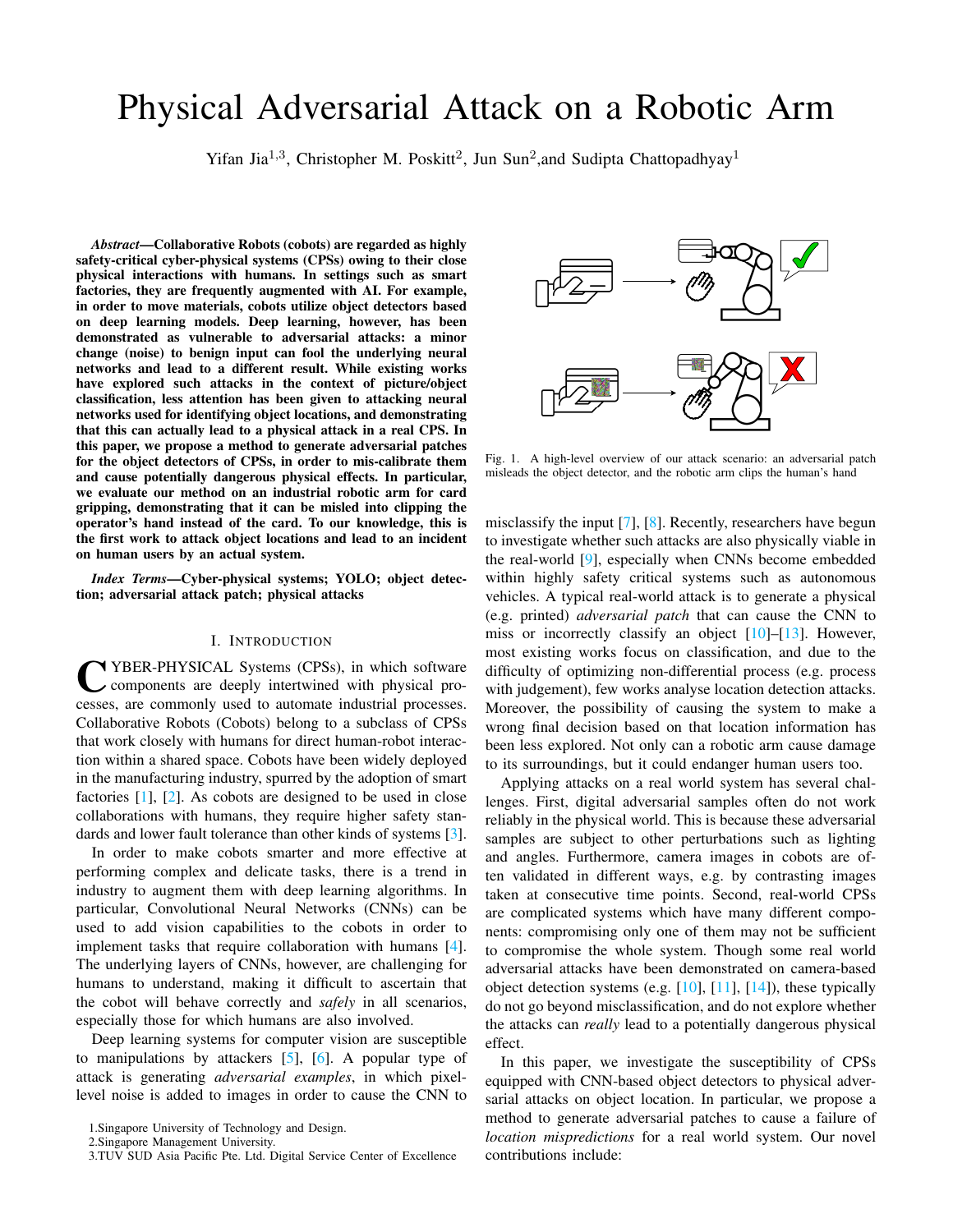# Physical Adversarial Attack on a Robotic Arm

Yifan Jia[1,3], Christopher M. Poskitt[2], Jun Sun[2], and Sudipta Chattopadhyay[1]

***Abstract*—Collaborative Robots (cobots) are regarded as highly safety-critical cyber-physical systems (CPSs) owing to their close physical interactions with humans. In settings such as smart factories, they are frequently augmented with AI. For example, in order to move materials, cobots utilize object detectors based on deep learning models. Deep learning, however, has been demonstrated as vulnerable to adversarial attacks: a minor change (noise) to benign input can fool the underlying neural networks and lead to a different result. While existing works have explored such attacks in the context of picture/object classification, less attention has been given to attacking neural networks used for identifying object locations, and demonstrating that this can actually lead to a physical attack in a real CPS. In this paper, we propose a method to generate adversarial patches for the object detectors of CPSs, in order to mis-calibrate them and cause potentially dangerous physical effects. In particular, we evaluate our method on an industrial robotic arm for card gripping, demonstrating that it can be misled into clipping the operator's hand instead of the card. To our knowledge, this is the first work to attack object locations and lead to an incident on human users by an actual system.**

***Index Terms*—Cyber-physical systems; YOLO; object detection; adversarial attack patch; physical attacks**

## I. Introduction

CYBER-PHYSICAL Systems (CPSs), in which software components are deeply intertwined with physical processes, are commonly used to automate industrial processes. Collaborative Robots (Cobots) belong to a subclass of CPSs that work closely with humans for direct human-robot interaction within a shared space. Cobots have been widely deployed in the manufacturing industry, spurred by the adoption of smart factories [1], [2]. As cobots are designed to be used in close collaborations with humans, they require higher safety standards and lower fault tolerance than other kinds of systems [3].

In order to make cobots smarter and more effective at performing complex and delicate tasks, there is a trend in industry to augment them with deep learning algorithms. In particular, Convolutional Neural Networks (CNNs) can be used to add vision capabilities to the cobots in order to implement tasks that require collaboration with humans [4]. The underlying layers of CNNs, however, are challenging for humans to understand, making it difficult to ascertain that the cobot will behave correctly and *safely* in all scenarios, especially those for which humans are also involved.

Deep learning systems for computer vision are susceptible to manipulations by attackers [5], [6]. A popular type of attack is generating *adversarial examples*, in which pixel-level noise is added to images in order to cause the CNN to misclassify the input [7], [8]. Recently, researchers have begun to investigate whether such attacks are also physically viable in the real-world [9], especially when CNNs become embedded within highly safety critical systems such as autonomous vehicles. A typical real-world attack is to generate a physical (e.g. printed) *adversarial patch* that can cause the CNN to miss or incorrectly classify an object [10]–[13]. However, most existing works focus on classification, and due to the difficulty of optimizing non-differential process (e.g. process with judgement), few works analyse location detection attacks. Moreover, the possibility of causing the system to make a wrong final decision based on that location information has been less explored. Not only can a robotic arm cause damage to its surroundings, but it could endanger human users too.

Applying attacks on a real world system has several challenges. First, digital adversarial samples often do not work reliably in the physical world. This is because these adversarial samples are subject to other perturbations such as lighting and angles. Furthermore, camera images in cobots are often validated in different ways, e.g. by contrasting images taken at consecutive time points. Second, real-world CPSs are complicated systems which have many different components: compromising only one of them may not be sufficient to compromise the whole system. Though some real world adversarial attacks have been demonstrated on camera-based object detection systems (e.g. [10], [11], [14]), these typically do not go beyond misclassification, and do not explore whether the attacks can *really* lead to a potentially dangerous physical effect.

In this paper, we investigate the susceptibility of CPSs equipped with CNN-based object detectors to physical adversarial attacks on object location. In particular, we propose a method to generate adversarial patches to cause a failure of *location mispredictions* for a real world system. Our novel contributions include:

Fig. 1. A high-level overview of our attack scenario: an adversarial patch misleads the object detector, and the robotic arm clips the human's hand

1.Singapore University of Technology and Design.
2.Singapore Management University.
3.TUV SUD Asia Pacific Pte. Ltd. Digital Service Center of Excellence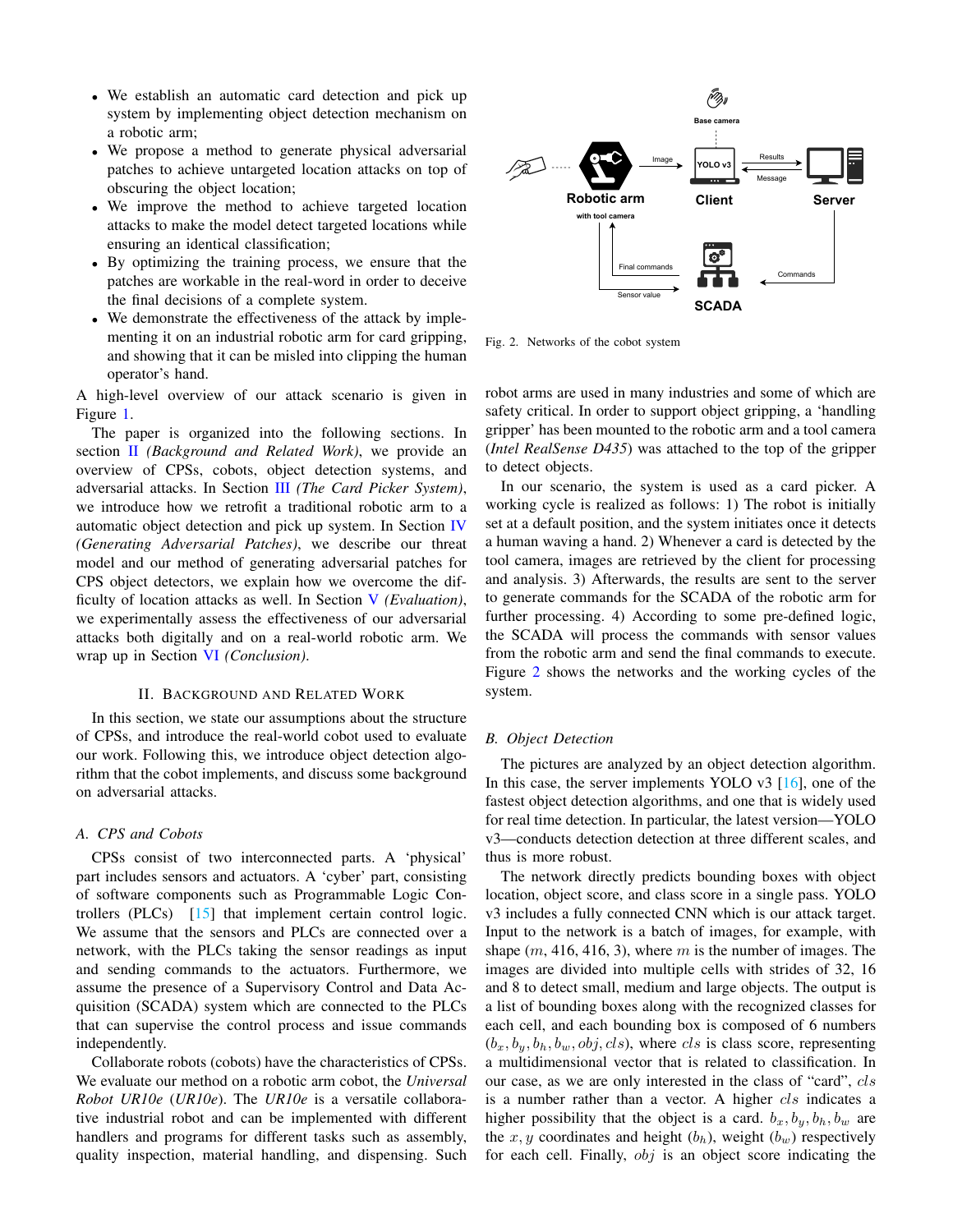- We establish an automatic card detection and pick up system by implementing object detection mechanism on a robotic arm;
- We propose a method to generate physical adversarial patches to achieve untargeted location attacks on top of obscuring the object location;
- We improve the method to achieve targeted location attacks to make the model detect targeted locations while ensuring an identical classification;
- By optimizing the training process, we ensure that the patches are workable in the real-word in order to deceive the final decisions of a complete system.
- We demonstrate the effectiveness of the attack by implementing it on an industrial robotic arm for card gripping, and showing that it can be misled into clipping the human operator's hand.

A high-level overview of our attack scenario is given in Figure 1.

The paper is organized into the following sections. In section II *(Background and Related Work)*, we provide an overview of CPSs, cobots, object detection systems, and adversarial attacks. In Section III *(The Card Picker System)*, we introduce how we retrofit a traditional robotic arm to a automatic object detection and pick up system. In Section IV *(Generating Adversarial Patches)*, we describe our threat model and our method of generating adversarial patches for CPS object detectors, we explain how we overcome the difficulty of location attacks as well. In Section V *(Evaluation)*, we experimentally assess the effectiveness of our adversarial attacks both digitally and on a real-world robotic arm. We wrap up in Section VI *(Conclusion)*.

## II. Background and Related Work

In this section, we state our assumptions about the structure of CPSs, and introduce the real-world cobot used to evaluate our work. Following this, we introduce object detection algorithm that the cobot implements, and discuss some background on adversarial attacks.

### A. CPS and Cobots

CPSs consist of two interconnected parts. A 'physical' part includes sensors and actuators. A 'cyber' part, consisting of software components such as Programmable Logic Controllers (PLCs) [15] that implement certain control logic. We assume that the sensors and PLCs are connected over a network, with the PLCs taking the sensor readings as input and sending commands to the actuators. Furthermore, we assume the presence of a Supervisory Control and Data Acquisition (SCADA) system which are connected to the PLCs that can supervise the control process and issue commands independently.

Collaborate robots (cobots) have the characteristics of CPSs. We evaluate our method on a robotic arm cobot, the *Universal Robot UR10e* (*UR10e*). The *UR10e* is a versatile collaborative industrial robot and can be implemented with different handlers and programs for different tasks such as assembly, quality inspection, material handling, and dispensing. Such robot arms are used in many industries and some of which are safety critical. In order to support object gripping, a 'handling gripper' has been mounted to the robotic arm and a tool camera (*Intel RealSense D435*) was attached to the top of the gripper to detect objects.

Fig. 2. Networks of the cobot system

In our scenario, the system is used as a card picker. A working cycle is realized as follows: 1) The robot is initially set at a default position, and the system initiates once it detects a human waving a hand. 2) Whenever a card is detected by the tool camera, images are retrieved by the client for processing and analysis. 3) Afterwards, the results are sent to the server to generate commands for the SCADA of the robotic arm for further processing. 4) According to some pre-defined logic, the SCADA will process the commands with sensor values from the robotic arm and send the final commands to execute. Figure 2 shows the networks and the working cycles of the system.

### B. Object Detection

The pictures are analyzed by an object detection algorithm. In this case, the server implements YOLO v3 [16], one of the fastest object detection algorithms, and one that is widely used for real time detection. In particular, the latest version—YOLO v3—conducts detection detection at three different scales, and thus is more robust.

The network directly predicts bounding boxes with object location, object score, and class score in a single pass. YOLO v3 includes a fully connected CNN which is our attack target. Input to the network is a batch of images, for example, with shape $(m, 416, 416, 3)$, where $m$ is the number of images. The images are divided into multiple cells with strides of 32, 16 and 8 to detect small, medium and large objects. The output is a list of bounding boxes along with the recognized classes for each cell, and each bounding box is composed of 6 numbers $(b_x, b_y, b_h, b_w, obj, cls)$, where $cls$ is class score, representing a multidimensional vector that is related to classification. In our case, as we are only interested in the class of "card", $cls$ is a number rather than a vector. A higher $cls$ indicates a higher possibility that the object is a card. $b_x, b_y, b_h, b_w$ are the $x, y$ coordinates and height ($b_h$), weight ($b_w$) respectively for each cell. Finally, $obj$ is an object score indicating the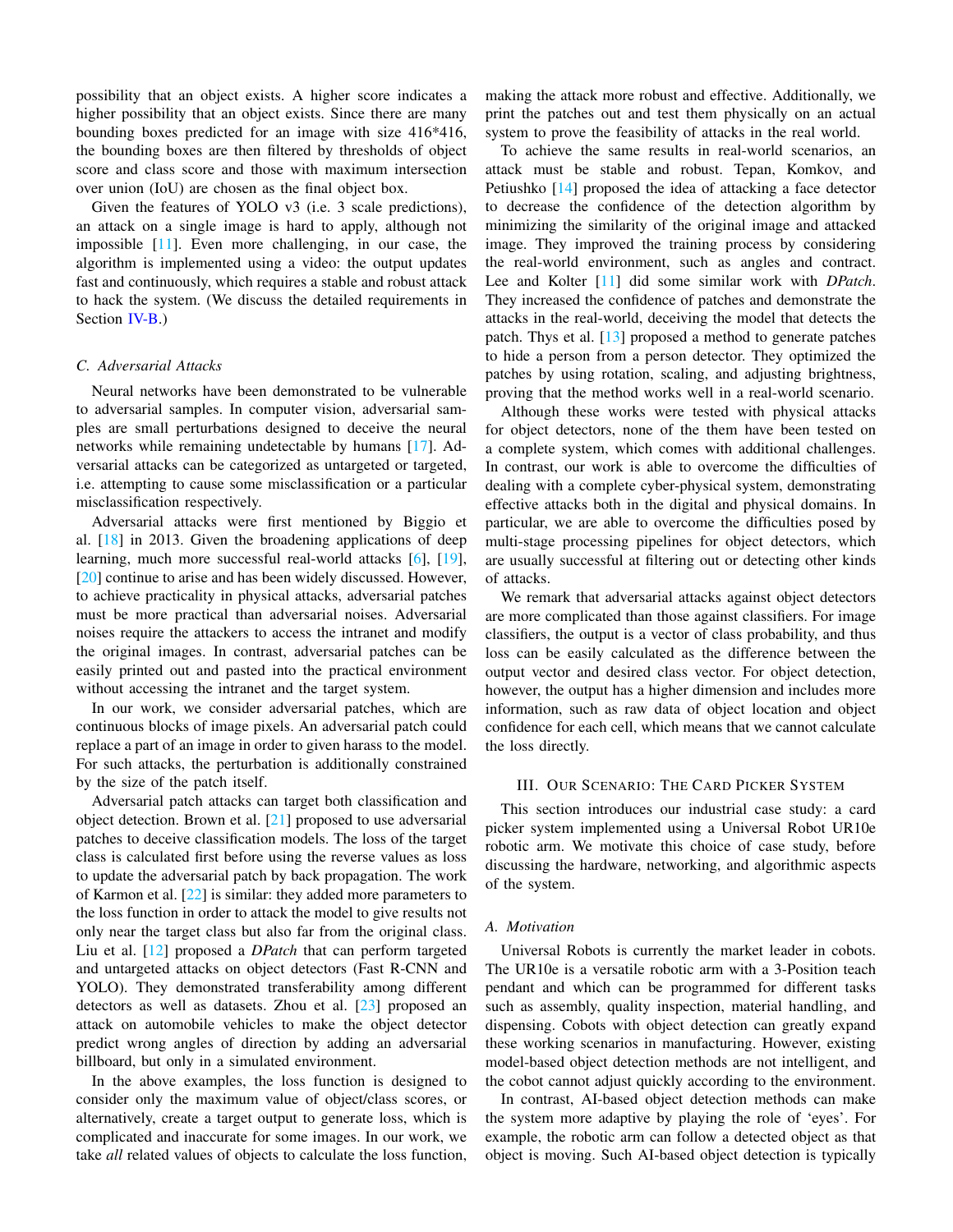possibility that an object exists. A higher score indicates a higher possibility that an object exists. Since there are many bounding boxes predicted for an image with size 416*416, the bounding boxes are then filtered by thresholds of object score and class score and those with maximum intersection over union (IoU) are chosen as the final object box.

Given the features of YOLO v3 (i.e. 3 scale predictions), an attack on a single image is hard to apply, although not impossible [11]. Even more challenging, in our case, the algorithm is implemented using a video: the output updates fast and continuously, which requires a stable and robust attack to hack the system. (We discuss the detailed requirements in Section IV-B.)

### C. Adversarial Attacks

Neural networks have been demonstrated to be vulnerable to adversarial samples. In computer vision, adversarial samples are small perturbations designed to deceive the neural networks while remaining undetectable by humans [17]. Adversarial attacks can be categorized as untargeted or targeted, i.e. attempting to cause some misclassification or a particular misclassification respectively.

Adversarial attacks were first mentioned by Biggio et al. [18] in 2013. Given the broadening applications of deep learning, much more successful real-world attacks [6], [19], [20] continue to arise and has been widely discussed. However, to achieve practicality in physical attacks, adversarial patches must be more practical than adversarial noises. Adversarial noises require the attackers to access the intranet and modify the original images. In contrast, adversarial patches can be easily printed out and pasted into the practical environment without accessing the intranet and the target system.

In our work, we consider adversarial patches, which are continuous blocks of image pixels. An adversarial patch could replace a part of an image in order to given harass to the model. For such attacks, the perturbation is additionally constrained by the size of the patch itself.

Adversarial patch attacks can target both classification and object detection. Brown et al. [21] proposed to use adversarial patches to deceive classification models. The loss of the target class is calculated first before using the reverse values as loss to update the adversarial patch by back propagation. The work of Karmon et al. [22] is similar: they added more parameters to the loss function in order to attack the model to give results not only near the target class but also far from the original class. Liu et al. [12] proposed a *DPatch* that can perform targeted and untargeted attacks on object detectors (Fast R-CNN and YOLO). They demonstrated transferability among different detectors as well as datasets. Zhou et al. [23] proposed an attack on automobile vehicles to make the object detector predict wrong angles of direction by adding an adversarial billboard, but only in a simulated environment.

In the above examples, the loss function is designed to consider only the maximum value of object/class scores, or alternatively, create a target output to generate loss, which is complicated and inaccurate for some images. In our work, we take *all* related values of objects to calculate the loss function, making the attack more robust and effective. Additionally, we print the patches out and test them physically on an actual system to prove the feasibility of attacks in the real world.

To achieve the same results in real-world scenarios, an attack must be stable and robust. Tepan, Komkov, and Petiushko [14] proposed the idea of attacking a face detector to decrease the confidence of the detection algorithm by minimizing the similarity of the original image and attacked image. They improved the training process by considering the real-world environment, such as angles and contract. Lee and Kolter [11] did some similar work with *DPatch*. They increased the confidence of patches and demonstrate the attacks in the real-world, deceiving the model that detects the patch. Thys et al. [13] proposed a method to generate patches to hide a person from a person detector. They optimized the patches by using rotation, scaling, and adjusting brightness, proving that the method works well in a real-world scenario.

Although these works were tested with physical attacks for object detectors, none of the them have been tested on a complete system, which comes with additional challenges. In contrast, our work is able to overcome the difficulties of dealing with a complete cyber-physical system, demonstrating effective attacks both in the digital and physical domains. In particular, we are able to overcome the difficulties posed by multi-stage processing pipelines for object detectors, which are usually successful at filtering out or detecting other kinds of attacks.

We remark that adversarial attacks against object detectors are more complicated than those against classifiers. For image classifiers, the output is a vector of class probability, and thus loss can be easily calculated as the difference between the output vector and desired class vector. For object detection, however, the output has a higher dimension and includes more information, such as raw data of object location and object confidence for each cell, which means that we cannot calculate the loss directly.

## III. Our Scenario: The Card Picker System

This section introduces our industrial case study: a card picker system implemented using a Universal Robot UR10e robotic arm. We motivate this choice of case study, before discussing the hardware, networking, and algorithmic aspects of the system.

### A. Motivation

Universal Robots is currently the market leader in cobots. The UR10e is a versatile robotic arm with a 3-Position teach pendant and which can be programmed for different tasks such as assembly, quality inspection, material handling, and dispensing. Cobots with object detection can greatly expand these working scenarios in manufacturing. However, existing model-based object detection methods are not intelligent, and the cobot cannot adjust quickly according to the environment.

In contrast, AI-based object detection methods can make the system more adaptive by playing the role of 'eyes'. For example, the robotic arm can follow a detected object as that object is moving. Such AI-based object detection is typically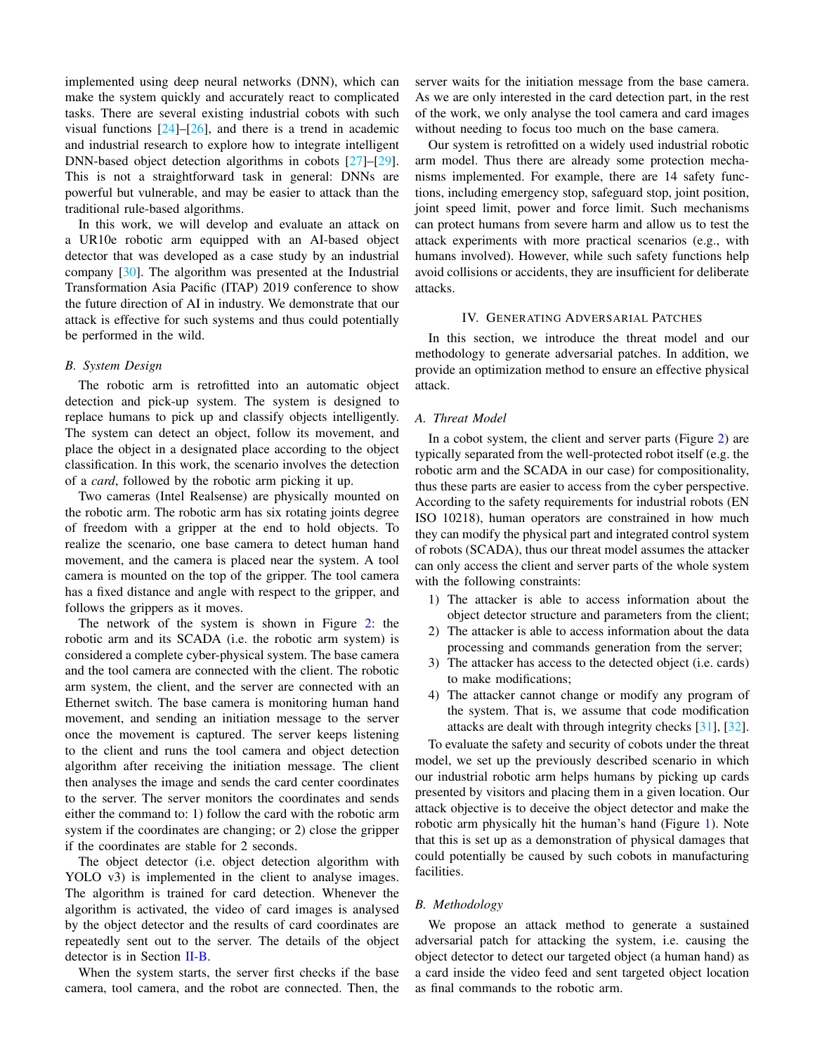implemented using deep neural networks (DNN), which can make the system quickly and accurately react to complicated tasks. There are several existing industrial cobots with such visual functions [24]–[26], and there is a trend in academic and industrial research to explore how to integrate intelligent DNN-based object detection algorithms in cobots [27]–[29]. This is not a straightforward task in general: DNNs are powerful but vulnerable, and may be easier to attack than the traditional rule-based algorithms.

In this work, we will develop and evaluate an attack on a UR10e robotic arm equipped with an AI-based object detector that was developed as a case study by an industrial company [30]. The algorithm was presented at the Industrial Transformation Asia Pacific (ITAP) 2019 conference to show the future direction of AI in industry. We demonstrate that our attack is effective for such systems and thus could potentially be performed in the wild.

### *B. System Design*

The robotic arm is retrofitted into an automatic object detection and pick-up system. The system is designed to replace humans to pick up and classify objects intelligently. The system can detect an object, follow its movement, and place the object in a designated place according to the object classification. In this work, the scenario involves the detection of a *card*, followed by the robotic arm picking it up.

Two cameras (Intel Realsense) are physically mounted on the robotic arm. The robotic arm has six rotating joints degree of freedom with a gripper at the end to hold objects. To realize the scenario, one base camera to detect human hand movement, and the camera is placed near the system. A tool camera is mounted on the top of the gripper. The tool camera has a fixed distance and angle with respect to the gripper, and follows the grippers as it moves.

The network of the system is shown in Figure 2: the robotic arm and its SCADA (i.e. the robotic arm system) is considered a complete cyber-physical system. The base camera and the tool camera are connected with the client. The robotic arm system, the client, and the server are connected with an Ethernet switch. The base camera is monitoring human hand movement, and sending an initiation message to the server once the movement is captured. The server keeps listening to the client and runs the tool camera and object detection algorithm after receiving the initiation message. The client then analyses the image and sends the card center coordinates to the server. The server monitors the coordinates and sends either the command to: 1) follow the card with the robotic arm system if the coordinates are changing; or 2) close the gripper if the coordinates are stable for 2 seconds.

The object detector (i.e. object detection algorithm with YOLO v3) is implemented in the client to analyse images. The algorithm is trained for card detection. Whenever the algorithm is activated, the video of card images is analysed by the object detector and the results of card coordinates are repeatedly sent out to the server. The details of the object detector is in Section II-B.

When the system starts, the server first checks if the base camera, tool camera, and the robot are connected. Then, the server waits for the initiation message from the base camera. As we are only interested in the card detection part, in the rest of the work, we only analyse the tool camera and card images without needing to focus too much on the base camera.

Our system is retrofitted on a widely used industrial robotic arm model. Thus there are already some protection mechanisms implemented. For example, there are 14 safety functions, including emergency stop, safeguard stop, joint position, joint speed limit, power and force limit. Such mechanisms can protect humans from severe harm and allow us to test the attack experiments with more practical scenarios (e.g., with humans involved). However, while such safety functions help avoid collisions or accidents, they are insufficient for deliberate attacks.

## IV. Generating Adversarial Patches

In this section, we introduce the threat model and our methodology to generate adversarial patches. In addition, we provide an optimization method to ensure an effective physical attack.

### *A. Threat Model*

In a cobot system, the client and server parts (Figure 2) are typically separated from the well-protected robot itself (e.g. the robotic arm and the SCADA in our case) for compositionality, thus these parts are easier to access from the cyber perspective. According to the safety requirements for industrial robots (EN ISO 10218), human operators are constrained in how much they can modify the physical part and integrated control system of robots (SCADA), thus our threat model assumes the attacker can only access the client and server parts of the whole system with the following constraints:

1) The attacker is able to access information about the object detector structure and parameters from the client;
2) The attacker is able to access information about the data processing and commands generation from the server;
3) The attacker has access to the detected object (i.e. cards) to make modifications;
4) The attacker cannot change or modify any program of the system. That is, we assume that code modification attacks are dealt with through integrity checks [31], [32].

To evaluate the safety and security of cobots under the threat model, we set up the previously described scenario in which our industrial robotic arm helps humans by picking up cards presented by visitors and placing them in a given location. Our attack objective is to deceive the object detector and make the robotic arm physically hit the human's hand (Figure 1). Note that this is set up as a demonstration of physical damages that could potentially be caused by such cobots in manufacturing facilities.

### *B. Methodology*

We propose an attack method to generate a sustained adversarial patch for attacking the system, i.e. causing the object detector to detect our targeted object (a human hand) as a card inside the video feed and sent targeted object location as final commands to the robotic arm.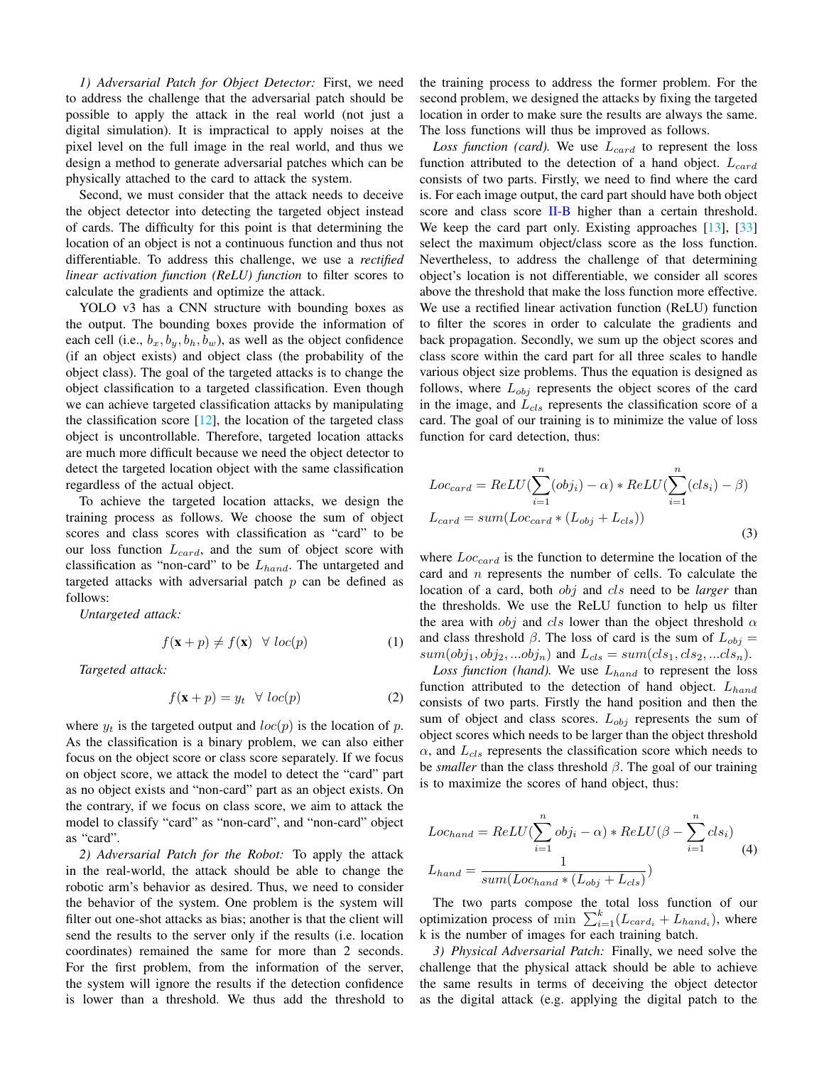*1) Adversarial Patch for Object Detector:* First, we need to address the challenge that the adversarial patch should be possible to apply the attack in the real world (not just a digital simulation). It is impractical to apply noises at the pixel level on the full image in the real world, and thus we design a method to generate adversarial patches which can be physically attached to the card to attack the system.

Second, we must consider that the attack needs to deceive the object detector into detecting the targeted object instead of cards. The difficulty for this point is that determining the location of an object is not a continuous function and thus not differentiable. To address this challenge, we use a *rectified linear activation function (ReLU) function* to filter scores to calculate the gradients and optimize the attack.

YOLO v3 has a CNN structure with bounding boxes as the output. The bounding boxes provide the information of each cell (i.e., $b_x, b_y, b_h, b_w$), as well as the object confidence (if an object exists) and object class (the probability of the object class). The goal of the targeted attacks is to change the object classification to a targeted classification. Even though we can achieve targeted classification attacks by manipulating the classification score [12], the location of the targeted class object is uncontrollable. Therefore, targeted location attacks are much more difficult because we need the object detector to detect the targeted location object with the same classification regardless of the actual object.

To achieve the targeted location attacks, we design the training process as follows. We choose the sum of object scores and class scores with classification as "card" to be our loss function $L_{card}$, and the sum of object score with classification as "non-card" to be $L_{hand}$. The untargeted and targeted attacks with adversarial patch $p$ can be defined as follows:

*Untargeted attack:*

$$f(\mathbf{x} + p) \neq f(\mathbf{x}) \quad \forall \; loc(p) \tag{1}$$

*Targeted attack:*

$$f(\mathbf{x} + p) = y_t \quad \forall \; loc(p) \tag{2}$$

where $y_t$ is the targeted output and $loc(p)$ is the location of $p$. As the classification is a binary problem, we can also either focus on the object score or class score separately. If we focus on object score, we attack the model to detect the "card" part as no object exists and "non-card" part as an object exists. On the contrary, if we focus on class score, we aim to attack the model to classify "card" as "non-card", and "non-card" object as "card".

*2) Adversarial Patch for the Robot:* To apply the attack in the real-world, the attack should be able to change the robotic arm's behavior as desired. Thus, we need to consider the behavior of the system. One problem is the system will filter out one-shot attacks as bias; another is that the client will send the results to the server only if the results (i.e. location coordinates) remained the same for more than 2 seconds. For the first problem, from the information of the server, the system will ignore the results if the detection confidence is lower than a threshold. We thus add the threshold to the training process to address the former problem. For the second problem, we designed the attacks by fixing the targeted location in order to make sure the results are always the same. The loss functions will thus be improved as follows.

*Loss function (card).* We use $L_{card}$ to represent the loss function attributed to the detection of a hand object. $L_{card}$ consists of two parts. Firstly, we need to find where the card is. For each image output, the card part should have both object score and class score II-B higher than a certain threshold. We keep the card part only. Existing approaches [13], [33] select the maximum object/class score as the loss function. Nevertheless, to address the challenge of that determining object's location is not differentiable, we consider all scores above the threshold that make the loss function more effective. We use a rectified linear activation function (ReLU) function to filter the scores in order to calculate the gradients and back propagation. Secondly, we sum up the object scores and class score within the card part for all three scales to handle various object size problems. Thus the equation is designed as follows, where $L_{obj}$ represents the object scores of the card in the image, and $L_{cls}$ represents the classification score of a card. The goal of our training is to minimize the value of loss function for card detection, thus:

$$
\begin{aligned}
Loc_{card} &= ReLU(\sum_{i=1}^{n}(obj_i) - \alpha) * ReLU(\sum_{i=1}^{n}(cls_i) - \beta) \\
L_{card} &= sum(Loc_{card} * (L_{obj} + L_{cls}))
\end{aligned} \tag{3}
$$

where $Loc_{card}$ is the function to determine the location of the card and $n$ represents the number of cells. To calculate the location of a card, both $obj$ and $cls$ need to be *larger* than the thresholds. We use the ReLU function to help us filter the area with $obj$ and $cls$ lower than the object threshold $\alpha$ and class threshold $\beta$. The loss of card is the sum of $L_{obj} = sum(obj_1, obj_2, ...obj_n)$ and $L_{cls} = sum(cls_1, cls_2, ...cls_n)$.

*Loss function (hand).* We use $L_{hand}$ to represent the loss function attributed to the detection of hand object. $L_{hand}$ consists of two parts. Firstly the hand position and then the sum of object and class scores. $L_{obj}$ represents the sum of object scores which needs to be larger than the object threshold $\alpha$, and $L_{cls}$ represents the classification score which needs to be *smaller* than the class threshold $\beta$. The goal of our training is to maximize the scores of hand object, thus:

$$
\begin{aligned}
Loc_{hand} &= ReLU(\sum_{i=1}^{n} obj_i - \alpha) * ReLU(\beta - \sum_{i=1}^{n} cls_i) \\
L_{hand} &= \frac{1}{sum(Loc_{hand} * (L_{obj} + L_{cls})}) 
\end{aligned} \tag{4}
$$

The two parts compose the total loss function of our optimization process of $\min \sum_{i=1}^{k}(L_{card_i} + L_{hand_i})$, where k is the number of images for each training batch.

*3) Physical Adversarial Patch:* Finally, we need solve the challenge that the physical attack should be able to achieve the same results in terms of deceiving the object detector as the digital attack (e.g. applying the digital patch to the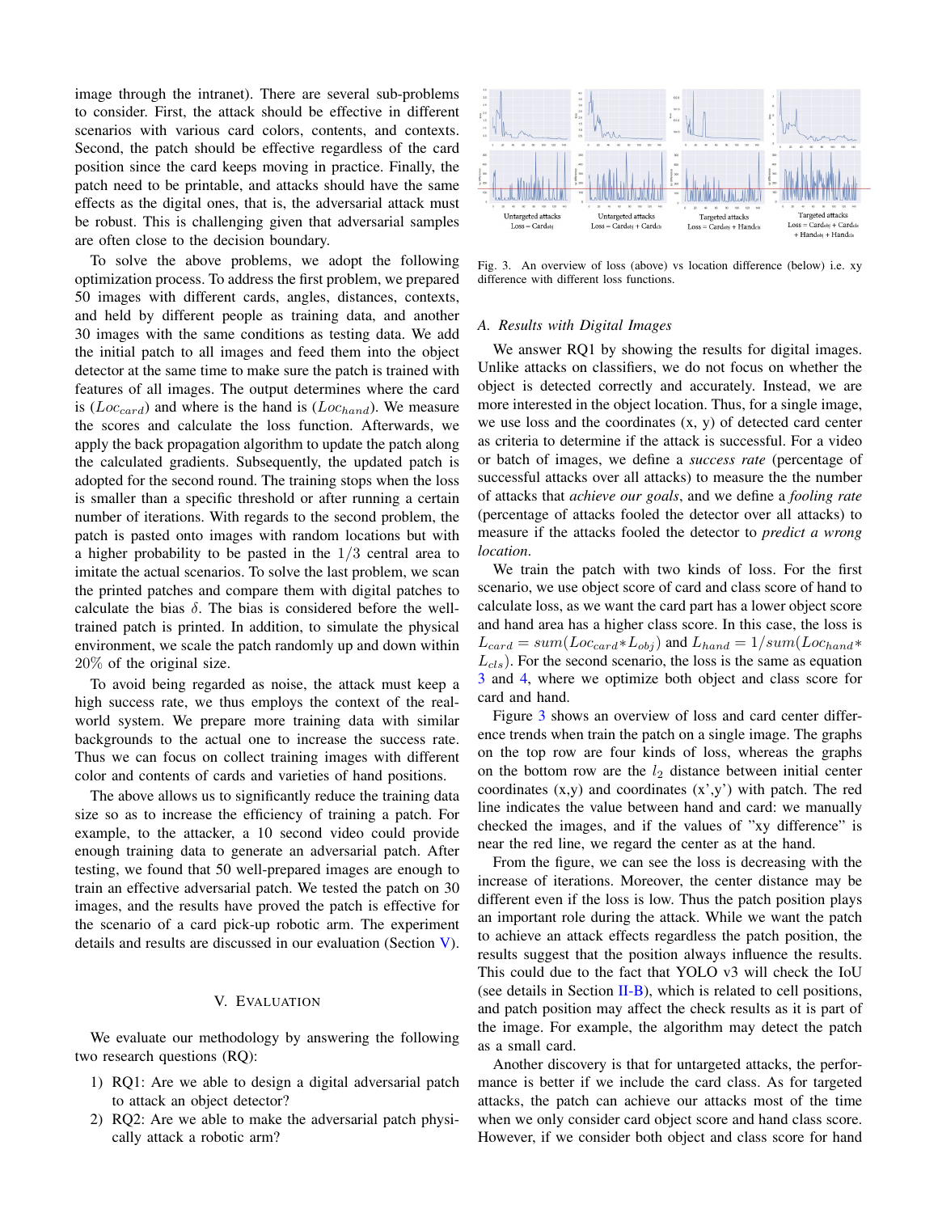image through the intranet). There are several sub-problems to consider. First, the attack should be effective in different scenarios with various card colors, contents, and contexts. Second, the patch should be effective regardless of the card position since the card keeps moving in practice. Finally, the patch need to be printable, and attacks should have the same effects as the digital ones, that is, the adversarial attack must be robust. This is challenging given that adversarial samples are often close to the decision boundary.

To solve the above problems, we adopt the following optimization process. To address the first problem, we prepared 50 images with different cards, angles, distances, contexts, and held by different people as training data, and another 30 images with the same conditions as testing data. We add the initial patch to all images and feed them into the object detector at the same time to make sure the patch is trained with features of all images. The output determines where the card is ($Loc_{card}$) and where is the hand is ($Loc_{hand}$). We measure the scores and calculate the loss function. Afterwards, we apply the back propagation algorithm to update the patch along the calculated gradients. Subsequently, the updated patch is adopted for the second round. The training stops when the loss is smaller than a specific threshold or after running a certain number of iterations. With regards to the second problem, the patch is pasted onto images with random locations but with a higher probability to be pasted in the $1/3$ central area to imitate the actual scenarios. To solve the last problem, we scan the printed patches and compare them with digital patches to calculate the bias $\delta$. The bias is considered before the well-trained patch is printed. In addition, to simulate the physical environment, we scale the patch randomly up and down within 20% of the original size.

To avoid being regarded as noise, the attack must keep a high success rate, we thus employs the context of the real-world system. We prepare more training data with similar backgrounds to the actual one to increase the success rate. Thus we can focus on collect training images with different color and contents of cards and varieties of hand positions.

The above allows us to significantly reduce the training data size so as to increase the efficiency of training a patch. For example, to the attacker, a 10 second video could provide enough training data to generate an adversarial patch. After testing, we found that 50 well-prepared images are enough to train an effective adversarial patch. We tested the patch on 30 images, and the results have proved the patch is effective for the scenario of a card pick-up robotic arm. The experiment details and results are discussed in our evaluation (Section V).

## V. Evaluation

We evaluate our methodology by answering the following two research questions (RQ):

1) RQ1: Are we able to design a digital adversarial patch to attack an object detector?
2) RQ2: Are we able to make the adversarial patch physically attack a robotic arm?

Untargeted attacks Loss = $Card_{obj}$ | Untargeted attacks Loss = $Card_{obj}$ + $Card_{cls}$ | Targeted attacks Loss = $Card_{obj}$ + $Hand_{cls}$ | Targeted attacks Loss = $Card_{obj}$ + $Card_{cls}$ + $Hand_{obj}$ + $Hand_{cls}$

Fig. 3. An overview of loss (above) vs location difference (below) i.e. xy difference with different loss functions.

### A. Results with Digital Images

We answer RQ1 by showing the results for digital images. Unlike attacks on classifiers, we do not focus on whether the object is detected correctly and accurately. Instead, we are more interested in the object location. Thus, for a single image, we use loss and the coordinates (x, y) of detected card center as criteria to determine if the attack is successful. For a video or batch of images, we define a *success rate* (percentage of successful attacks over all attacks) to measure the the number of attacks that *achieve our goals*, and we define a *fooling rate* (percentage of attacks fooled the detector over all attacks) to measure if the attacks fooled the detector to *predict a wrong location*.

We train the patch with two kinds of loss. For the first scenario, we use object score of card and class score of hand to calculate loss, as we want the card part has a lower object score and hand area has a higher class score. In this case, the loss is $L_{card} = sum(Loc_{card} * L_{obj})$ and $L_{hand} = 1/sum(Loc_{hand} * L_{cls})$. For the second scenario, the loss is the same as equation 3 and 4, where we optimize both object and class score for card and hand.

Figure 3 shows an overview of loss and card center difference trends when train the patch on a single image. The graphs on the top row are four kinds of loss, whereas the graphs on the bottom row are the $l_2$ distance between initial center coordinates (x,y) and coordinates (x',y') with patch. The red line indicates the value between hand and card: we manually checked the images, and if the values of "xy difference" is near the red line, we regard the center as at the hand.

From the figure, we can see the loss is decreasing with the increase of iterations. Moreover, the center distance may be different even if the loss is low. Thus the patch position plays an important role during the attack. While we want the patch to achieve an attack effects regardless the patch position, the results suggest that the position always influence the results. This could due to the fact that YOLO v3 will check the IoU (see details in Section II-B), which is related to cell positions, and patch position may affect the check results as it is part of the image. For example, the algorithm may detect the patch as a small card.

Another discovery is that for untargeted attacks, the performance is better if we include the card class. As for targeted attacks, the patch can achieve our attacks most of the time when we only consider card object score and hand class score. However, if we consider both object and class score for hand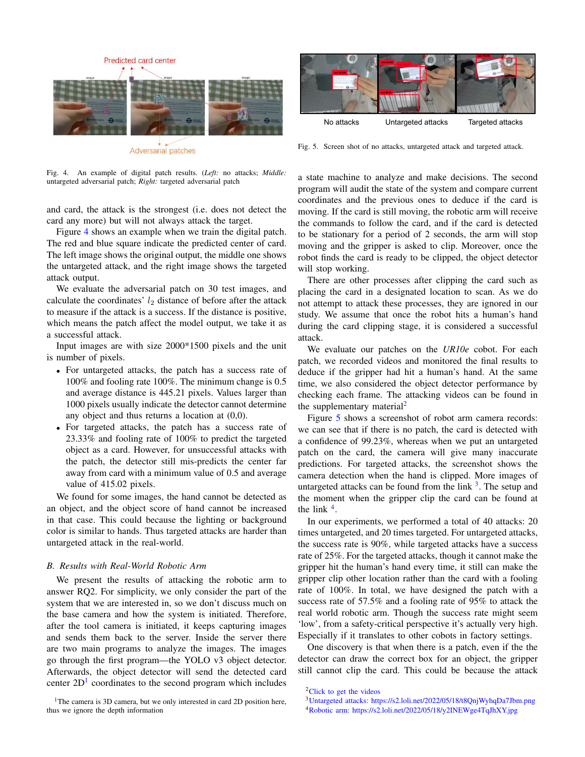Fig. 4. An example of digital patch results. (*Left:* no attacks; *Middle:* untargeted adversarial patch; *Right:* targeted adversarial patch

Fig. 5. Screen shot of no attacks, untargeted attack and targeted attack.

and card, the attack is the strongest (i.e. does not detect the card any more) but will not always attack the target.

Figure 4 shows an example when we train the digital patch. The red and blue square indicate the predicted center of card. The left image shows the original output, the middle one shows the untargeted attack, and the right image shows the targeted attack output.

We evaluate the adversarial patch on 30 test images, and calculate the coordinates' $l_2$ distance of before after the attack to measure if the attack is a success. If the distance is positive, which means the patch affect the model output, we take it as a successful attack.

Input images are with size 2000*1500 pixels and the unit is number of pixels.

- For untargeted attacks, the patch has a success rate of 100% and fooling rate 100%. The minimum change is 0.5 and average distance is 445.21 pixels. Values larger than 1000 pixels usually indicate the detector cannot determine any object and thus returns a location at (0,0).
- For targeted attacks, the patch has a success rate of 23.33% and fooling rate of 100% to predict the targeted object as a card. However, for unsuccessful attacks with the patch, the detector still mis-predicts the center far away from card with a minimum value of 0.5 and average value of 415.02 pixels.

We found for some images, the hand cannot be detected as an object, and the object score of hand cannot be increased in that case. This could because the lighting or background color is similar to hands. Thus targeted attacks are harder than untargeted attack in the real-world.

### B. Results with Real-World Robotic Arm

We present the results of attacking the robotic arm to answer RQ2. For simplicity, we only consider the part of the system that we are interested in, so we don't discuss much on the base camera and how the system is initiated. Therefore, after the tool camera is initiated, it keeps capturing images and sends them back to the server. Inside the server there are two main programs to analyze the images. The images go through the first program—the YOLO v3 object detector. Afterwards, the object detector will send the detected card center 2D[1] coordinates to the second program which includes a state machine to analyze and make decisions. The second program will audit the state of the system and compare current coordinates and the previous ones to deduce if the card is moving. If the card is still moving, the robotic arm will receive the commands to follow the card, and if the card is detected to be stationary for a period of 2 seconds, the arm will stop moving and the gripper is asked to clip. Moreover, once the robot finds the card is ready to be clipped, the object detector will stop working.

There are other processes after clipping the card such as placing the card in a designated location to scan. As we do not attempt to attack these processes, they are ignored in our study. We assume that once the robot hits a human's hand during the card clipping stage, it is considered a successful attack.

We evaluate our patches on the *UR10e* cobot. For each patch, we recorded videos and monitored the final results to deduce if the gripper had hit a human's hand. At the same time, we also considered the object detector performance by checking each frame. The attacking videos can be found in the supplementary material[2]

Figure 5 shows a screenshot of robot arm camera records: we can see that if there is no patch, the card is detected with a confidence of 99.23%, whereas when we put an untargeted patch on the card, the camera will give many inaccurate predictions. For targeted attacks, the screenshot shows the camera detection when the hand is clipped. More images of untargeted attacks can be found from the link [3]. The setup and the moment when the gripper clip the card can be found at the link [4].

In our experiments, we performed a total of 40 attacks: 20 times untargeted, and 20 times targeted. For untargeted attacks, the success rate is 90%, while targeted attacks have a success rate of 25%. For the targeted attacks, though it cannot make the gripper hit the human's hand every time, it still can make the gripper clip other location rather than the card with a fooling rate of 100%. In total, we have designed the patch with a success rate of 57.5% and a fooling rate of 95% to attack the real world robotic arm. Though the success rate might seem 'low', from a safety-critical perspective it's actually very high. Especially if it translates to other cobots in factory settings.

One discovery is that when there is a patch, even if the the detector can draw the correct box for an object, the gripper still cannot clip the card. This could be because the attack

[1] The camera is 3D camera, but we only interested in card 2D position here, thus we ignore the depth information

[2] Click to get the videos

[3] Untargeted attacks: https://s2.loli.net/2022/05/18/t8QnjWyhqDa7Jbm.png

[4] Robotic arm: https://s2.loli.net/2022/05/18/y2INEWge4TqJhXY.jpg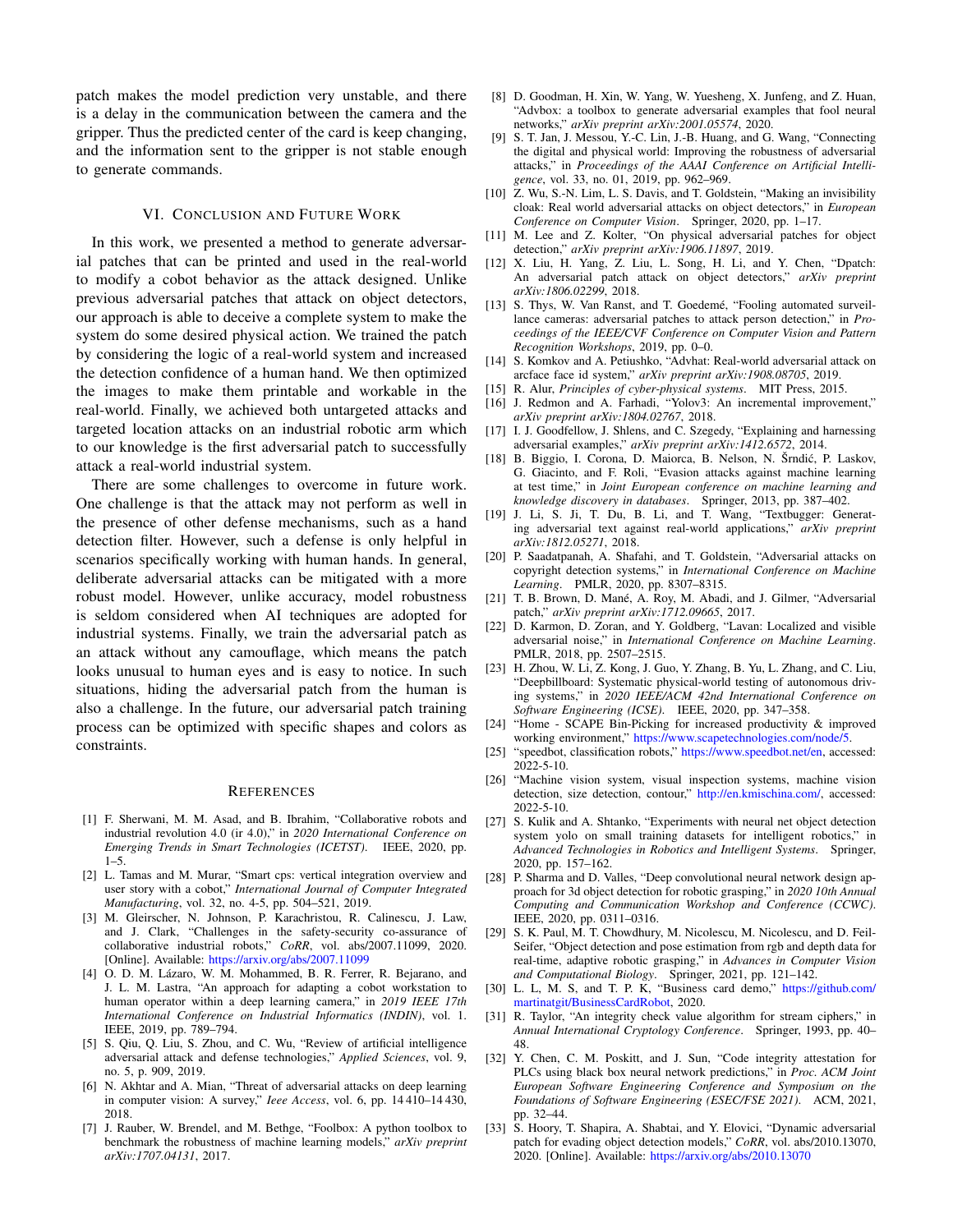patch makes the model prediction very unstable, and there is a delay in the communication between the camera and the gripper. Thus the predicted center of the card is keep changing, and the information sent to the gripper is not stable enough to generate commands.

## VI. Conclusion and Future Work

In this work, we presented a method to generate adversarial patches that can be printed and used in the real-world to modify a cobot behavior as the attack designed. Unlike previous adversarial patches that attack on object detectors, our approach is able to deceive a complete system to make the system do some desired physical action. We trained the patch by considering the logic of a real-world system and increased the detection confidence of a human hand. We then optimized the images to make them printable and workable in the real-world. Finally, we achieved both untargeted attacks and targeted location attacks on an industrial robotic arm which to our knowledge is the first adversarial patch to successfully attack a real-world industrial system.

There are some challenges to overcome in future work. One challenge is that the attack may not perform as well in the presence of other defense mechanisms, such as a hand detection filter. However, such a defense is only helpful in scenarios specifically working with human hands. In general, deliberate adversarial attacks can be mitigated with a more robust model. However, unlike accuracy, model robustness is seldom considered when AI techniques are adopted for industrial systems. Finally, we train the adversarial patch as an attack without any camouflage, which means the patch looks unusual to human eyes and is easy to notice. In such situations, hiding the adversarial patch from the human is also a challenge. In the future, our adversarial patch training process can be optimized with specific shapes and colors as constraints.

## References

[1] F. Sherwani, M. M. Asad, and B. Ibrahim, "Collaborative robots and industrial revolution 4.0 (ir 4.0)," in *2020 International Conference on Emerging Trends in Smart Technologies (ICETST)*. IEEE, 2020, pp. 1–5.

[2] L. Tamas and M. Murar, "Smart cps: vertical integration overview and user story with a cobot," *International Journal of Computer Integrated Manufacturing*, vol. 32, no. 4-5, pp. 504–521, 2019.

[3] M. Gleirscher, N. Johnson, P. Karachristou, R. Calinescu, J. Law, and J. Clark, "Challenges in the safety-security co-assurance of collaborative industrial robots," *CoRR*, vol. abs/2007.11099, 2020. [Online]. Available: https://arxiv.org/abs/2007.11099

[4] O. D. M. Lázaro, W. M. Mohammed, B. R. Ferrer, R. Bejarano, and J. L. M. Lastra, "An approach for adapting a cobot workstation to human operator within a deep learning camera," in *2019 IEEE 17th International Conference on Industrial Informatics (INDIN)*, vol. 1. IEEE, 2019, pp. 789–794.

[5] S. Qiu, Q. Liu, S. Zhou, and C. Wu, "Review of artificial intelligence adversarial attack and defense technologies," *Applied Sciences*, vol. 9, no. 5, p. 909, 2019.

[6] N. Akhtar and A. Mian, "Threat of adversarial attacks on deep learning in computer vision: A survey," *Ieee Access*, vol. 6, pp. 14 410–14 430, 2018.

[7] J. Rauber, W. Brendel, and M. Bethge, "Foolbox: A python toolbox to benchmark the robustness of machine learning models," *arXiv preprint arXiv:1707.04131*, 2017.

[8] D. Goodman, H. Xin, W. Yang, W. Yuesheng, X. Junfeng, and Z. Huan, "Advbox: a toolbox to generate adversarial examples that fool neural networks," *arXiv preprint arXiv:2001.05574*, 2020.

[9] S. T. Jan, J. Messou, Y.-C. Lin, J.-B. Huang, and G. Wang, "Connecting the digital and physical world: Improving the robustness of adversarial attacks," in *Proceedings of the AAAI Conference on Artificial Intelligence*, vol. 33, no. 01, 2019, pp. 962–969.

[10] Z. Wu, S.-N. Lim, L. S. Davis, and T. Goldstein, "Making an invisibility cloak: Real world adversarial attacks on object detectors," in *European Conference on Computer Vision*. Springer, 2020, pp. 1–17.

[11] M. Lee and Z. Kolter, "On physical adversarial patches for object detection," *arXiv preprint arXiv:1906.11897*, 2019.

[12] X. Liu, H. Yang, Z. Liu, L. Song, H. Li, and Y. Chen, "Dpatch: An adversarial patch attack on object detectors," *arXiv preprint arXiv:1806.02299*, 2018.

[13] S. Thys, W. Van Ranst, and T. Goedemé, "Fooling automated surveillance cameras: adversarial patches to attack person detection," in *Proceedings of the IEEE/CVF Conference on Computer Vision and Pattern Recognition Workshops*, 2019, pp. 0–0.

[14] S. Komkov and A. Petiushko, "Advhat: Real-world adversarial attack on arcface face id system," *arXiv preprint arXiv:1908.08705*, 2019.

[15] R. Alur, *Principles of cyber-physical systems*. MIT Press, 2015.

[16] J. Redmon and A. Farhadi, "Yolov3: An incremental improvement," *arXiv preprint arXiv:1804.02767*, 2018.

[17] I. J. Goodfellow, J. Shlens, and C. Szegedy, "Explaining and harnessing adversarial examples," *arXiv preprint arXiv:1412.6572*, 2014.

[18] B. Biggio, I. Corona, D. Maiorca, B. Nelson, N. Šrndić, P. Laskov, G. Giacinto, and F. Roli, "Evasion attacks against machine learning at test time," in *Joint European conference on machine learning and knowledge discovery in databases*. Springer, 2013, pp. 387–402.

[19] J. Li, S. Ji, T. Du, B. Li, and T. Wang, "Textbugger: Generating adversarial text against real-world applications," *arXiv preprint arXiv:1812.05271*, 2018.

[20] P. Saadatpanah, A. Shafahi, and T. Goldstein, "Adversarial attacks on copyright detection systems," in *International Conference on Machine Learning*. PMLR, 2020, pp. 8307–8315.

[21] T. B. Brown, D. Mané, A. Roy, M. Abadi, and J. Gilmer, "Adversarial patch," *arXiv preprint arXiv:1712.09665*, 2017.

[22] D. Karmon, D. Zoran, and Y. Goldberg, "Lavan: Localized and visible adversarial noise," in *International Conference on Machine Learning*. PMLR, 2018, pp. 2507–2515.

[23] H. Zhou, W. Li, Z. Kong, J. Guo, Y. Zhang, B. Yu, L. Zhang, and C. Liu, "Deepbillboard: Systematic physical-world testing of autonomous driving systems," in *2020 IEEE/ACM 42nd International Conference on Software Engineering (ICSE)*. IEEE, 2020, pp. 347–358.

[24] "Home - SCAPE Bin-Picking for increased productivity & improved working environment," https://www.scapetechnologies.com/node/5.

[25] "speedbot, classification robots," https://www.speedbot.net/en, accessed: 2022-5-10.

[26] "Machine vision system, visual inspection systems, machine vision detection, size detection, contour," http://en.kmischina.com/, accessed: 2022-5-10.

[27] S. Kulik and A. Shtanko, "Experiments with neural net object detection system yolo on small training datasets for intelligent robotics," in *Advanced Technologies in Robotics and Intelligent Systems*. Springer, 2020, pp. 157–162.

[28] P. Sharma and D. Valles, "Deep convolutional neural network design approach for 3d object detection for robotic grasping," in *2020 10th Annual Computing and Communication Workshop and Conference (CCWC)*. IEEE, 2020, pp. 0311–0316.

[29] S. K. Paul, M. T. Chowdhury, M. Nicolescu, M. Nicolescu, and D. Feil-Seifer, "Object detection and pose estimation from rgb and depth data for real-time, adaptive robotic grasping," in *Advances in Computer Vision and Computational Biology*. Springer, 2021, pp. 121–142.

[30] L. L, M. S, and T. P. K, "Business card demo," https://github.com/martinatgit/BusinessCardRobot, 2020.

[31] R. Taylor, "An integrity check value algorithm for stream ciphers," in *Annual International Cryptology Conference*. Springer, 1993, pp. 40–48.

[32] Y. Chen, C. M. Poskitt, and J. Sun, "Code integrity attestation for PLCs using black box neural network predictions," in *Proc. ACM Joint European Software Engineering Conference and Symposium on the Foundations of Software Engineering (ESEC/FSE 2021)*. ACM, 2021, pp. 32–44.

[33] S. Hoory, T. Shapira, A. Shabtai, and Y. Elovici, "Dynamic adversarial patch for evading object detection models," *CoRR*, vol. abs/2010.13070, 2020. [Online]. Available: https://arxiv.org/abs/2010.13070